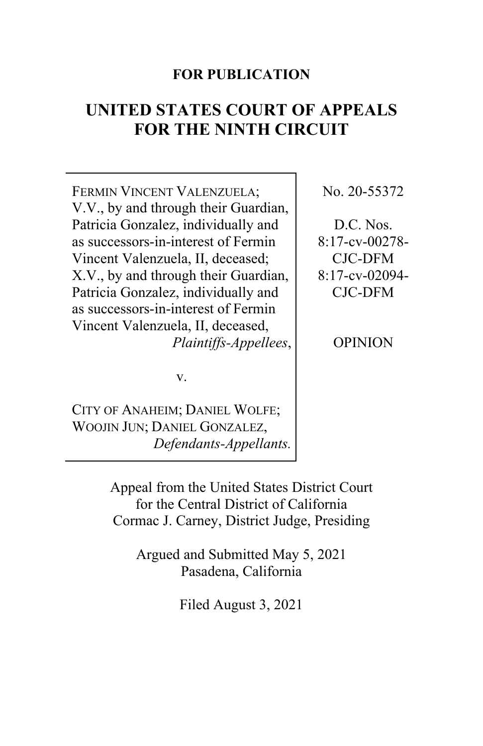**FOR PUBLICATION**

# UNITED STATES COURT OF APPEALS FOR THE NINTH CIRCUIT

| | |
|---|---|
| FERMIN VINCENT VALENZUELA; V.V., by and through their Guardian, Patricia Gonzalez, individually and as successors-in-interest of Fermin Vincent Valenzuela, II, deceased; X.V., by and through their Guardian, Patricia Gonzalez, individually and as successors-in-interest of Fermin Vincent Valenzuela, II, deceased, *Plaintiffs-Appellees*, | No. 20-55372 |
| v. | D.C. Nos. 8:17-cv-00278-CJC-DFM 8:17-cv-02094-CJC-DFM |
| CITY OF ANAHEIM; DANIEL WOLFE; WOOJIN JUN; DANIEL GONZALEZ, *Defendants-Appellants.* | OPINION |

Appeal from the United States District Court for the Central District of California
Cormac J. Carney, District Judge, Presiding

Argued and Submitted May 5, 2021
Pasadena, California

Filed August 3, 2021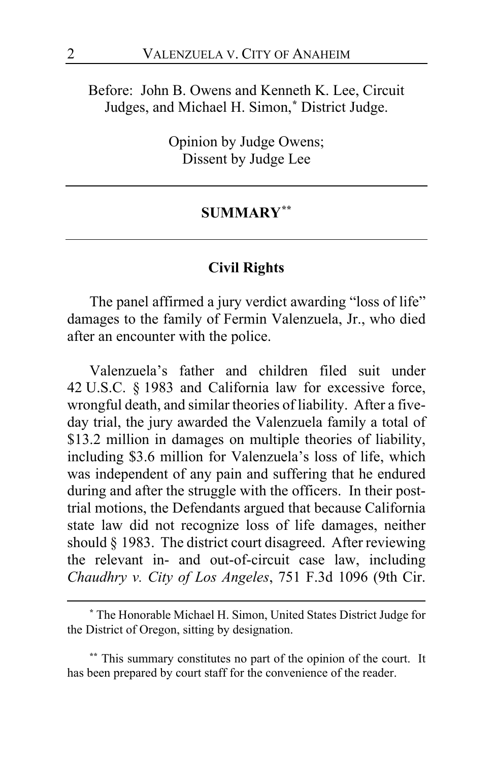Before: John B. Owens and Kenneth K. Lee, Circuit Judges, and Michael H. Simon,* District Judge.

Opinion by Judge Owens;
Dissent by Judge Lee

---

## SUMMARY**

---

### Civil Rights

The panel affirmed a jury verdict awarding "loss of life" damages to the family of Fermin Valenzuela, Jr., who died after an encounter with the police.

Valenzuela's father and children filed suit under 42 U.S.C. § 1983 and California law for excessive force, wrongful death, and similar theories of liability. After a five-day trial, the jury awarded the Valenzuela family a total of $13.2 million in damages on multiple theories of liability, including $3.6 million for Valenzuela's loss of life, which was independent of any pain and suffering that he endured during and after the struggle with the officers. In their post-trial motions, the Defendants argued that because California state law did not recognize loss of life damages, neither should § 1983. The district court disagreed. After reviewing the relevant in- and out-of-circuit case law, including *Chaudhry v. City of Los Angeles*, 751 F.3d 1096 (9th Cir.

---

\* The Honorable Michael H. Simon, United States District Judge for the District of Oregon, sitting by designation.

\*\* This summary constitutes no part of the opinion of the court. It has been prepared by court staff for the convenience of the reader.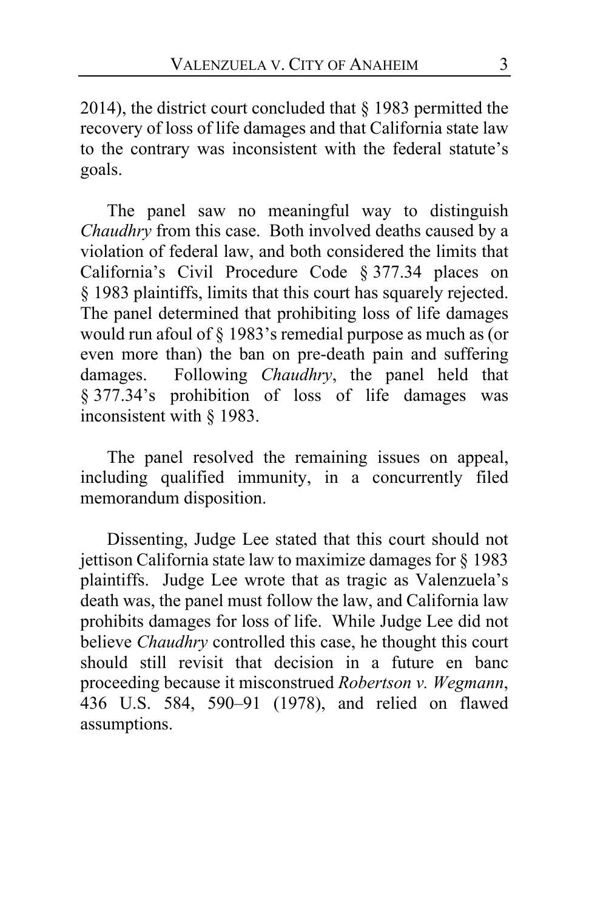2014), the district court concluded that § 1983 permitted the recovery of loss of life damages and that California state law to the contrary was inconsistent with the federal statute's goals.

The panel saw no meaningful way to distinguish *Chaudhry* from this case. Both involved deaths caused by a violation of federal law, and both considered the limits that California's Civil Procedure Code § 377.34 places on § 1983 plaintiffs, limits that this court has squarely rejected. The panel determined that prohibiting loss of life damages would run afoul of § 1983's remedial purpose as much as (or even more than) the ban on pre-death pain and suffering damages. Following *Chaudhry*, the panel held that § 377.34's prohibition of loss of life damages was inconsistent with § 1983.

The panel resolved the remaining issues on appeal, including qualified immunity, in a concurrently filed memorandum disposition.

Dissenting, Judge Lee stated that this court should not jettison California state law to maximize damages for § 1983 plaintiffs. Judge Lee wrote that as tragic as Valenzuela's death was, the panel must follow the law, and California law prohibits damages for loss of life. While Judge Lee did not believe *Chaudhry* controlled this case, he thought this court should still revisit that decision in a future en banc proceeding because it misconstrued *Robertson v. Wegmann*, 436 U.S. 584, 590–91 (1978), and relied on flawed assumptions.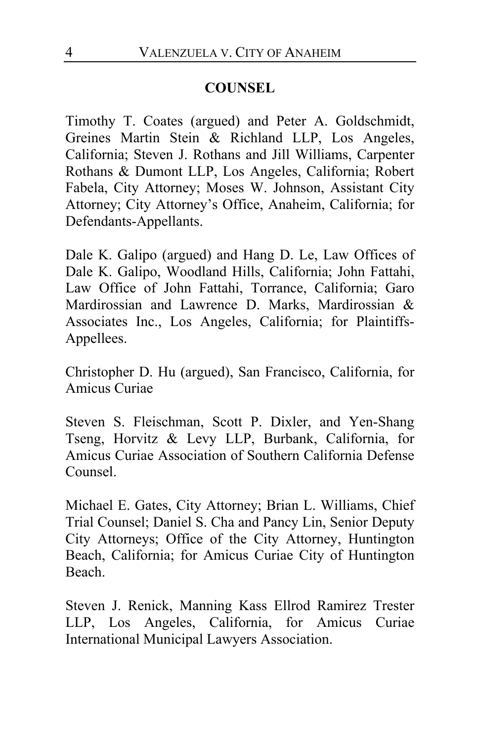## COUNSEL

Timothy T. Coates (argued) and Peter A. Goldschmidt, Greines Martin Stein & Richland LLP, Los Angeles, California; Steven J. Rothans and Jill Williams, Carpenter Rothans & Dumont LLP, Los Angeles, California; Robert Fabela, City Attorney; Moses W. Johnson, Assistant City Attorney; City Attorney's Office, Anaheim, California; for Defendants-Appellants.

Dale K. Galipo (argued) and Hang D. Le, Law Offices of Dale K. Galipo, Woodland Hills, California; John Fattahi, Law Office of John Fattahi, Torrance, California; Garo Mardirossian and Lawrence D. Marks, Mardirossian & Associates Inc., Los Angeles, California; for Plaintiffs-Appellees.

Christopher D. Hu (argued), San Francisco, California, for Amicus Curiae

Steven S. Fleischman, Scott P. Dixler, and Yen-Shang Tseng, Horvitz & Levy LLP, Burbank, California, for Amicus Curiae Association of Southern California Defense Counsel.

Michael E. Gates, City Attorney; Brian L. Williams, Chief Trial Counsel; Daniel S. Cha and Pancy Lin, Senior Deputy City Attorneys; Office of the City Attorney, Huntington Beach, California; for Amicus Curiae City of Huntington Beach.

Steven J. Renick, Manning Kass Ellrod Ramirez Trester LLP, Los Angeles, California, for Amicus Curiae International Municipal Lawyers Association.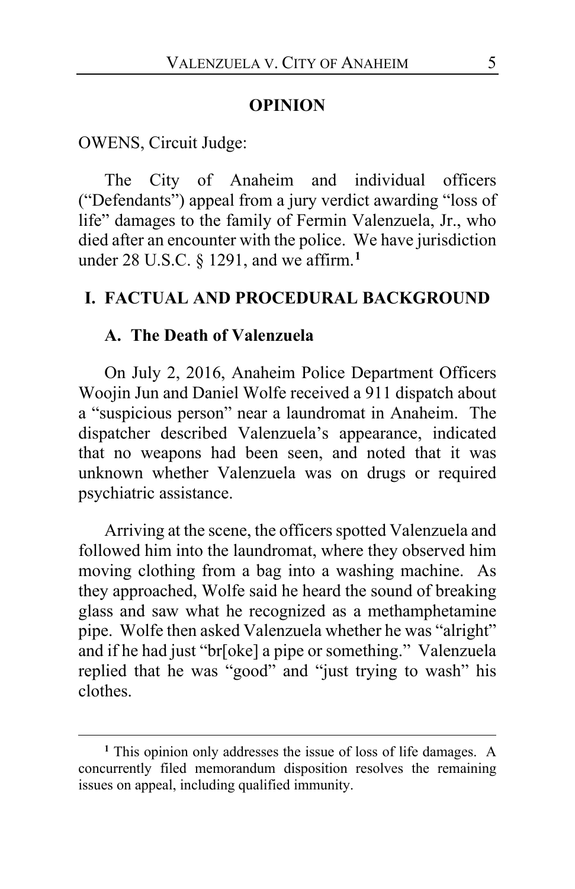## OPINION

OWENS, Circuit Judge:

The City of Anaheim and individual officers ("Defendants") appeal from a jury verdict awarding "loss of life" damages to the family of Fermin Valenzuela, Jr., who died after an encounter with the police. We have jurisdiction under 28 U.S.C. § 1291, and we affirm.[1]

## I. FACTUAL AND PROCEDURAL BACKGROUND

### A. The Death of Valenzuela

On July 2, 2016, Anaheim Police Department Officers Woojin Jun and Daniel Wolfe received a 911 dispatch about a "suspicious person" near a laundromat in Anaheim. The dispatcher described Valenzuela's appearance, indicated that no weapons had been seen, and noted that it was unknown whether Valenzuela was on drugs or required psychiatric assistance.

Arriving at the scene, the officers spotted Valenzuela and followed him into the laundromat, where they observed him moving clothing from a bag into a washing machine. As they approached, Wolfe said he heard the sound of breaking glass and saw what he recognized as a methamphetamine pipe. Wolfe then asked Valenzuela whether he was "alright" and if he had just "br[oke] a pipe or something." Valenzuela replied that he was "good" and "just trying to wash" his clothes.

---

[1] This opinion only addresses the issue of loss of life damages. A concurrently filed memorandum disposition resolves the remaining issues on appeal, including qualified immunity.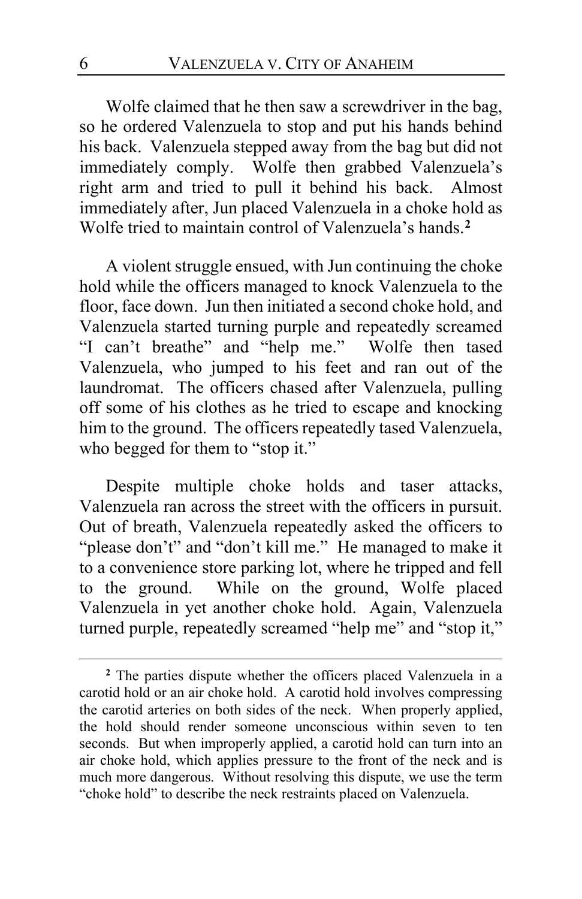Wolfe claimed that he then saw a screwdriver in the bag, so he ordered Valenzuela to stop and put his hands behind his back. Valenzuela stepped away from the bag but did not immediately comply. Wolfe then grabbed Valenzuela's right arm and tried to pull it behind his back. Almost immediately after, Jun placed Valenzuela in a choke hold as Wolfe tried to maintain control of Valenzuela's hands.[2]

A violent struggle ensued, with Jun continuing the choke hold while the officers managed to knock Valenzuela to the floor, face down. Jun then initiated a second choke hold, and Valenzuela started turning purple and repeatedly screamed "I can't breathe" and "help me." Wolfe then tased Valenzuela, who jumped to his feet and ran out of the laundromat. The officers chased after Valenzuela, pulling off some of his clothes as he tried to escape and knocking him to the ground. The officers repeatedly tased Valenzuela, who begged for them to "stop it."

Despite multiple choke holds and taser attacks, Valenzuela ran across the street with the officers in pursuit. Out of breath, Valenzuela repeatedly asked the officers to "please don't" and "don't kill me." He managed to make it to a convenience store parking lot, where he tripped and fell to the ground. While on the ground, Wolfe placed Valenzuela in yet another choke hold. Again, Valenzuela turned purple, repeatedly screamed "help me" and "stop it,"

[2] The parties dispute whether the officers placed Valenzuela in a carotid hold or an air choke hold. A carotid hold involves compressing the carotid arteries on both sides of the neck. When properly applied, the hold should render someone unconscious within seven to ten seconds. But when improperly applied, a carotid hold can turn into an air choke hold, which applies pressure to the front of the neck and is much more dangerous. Without resolving this dispute, we use the term "choke hold" to describe the neck restraints placed on Valenzuela.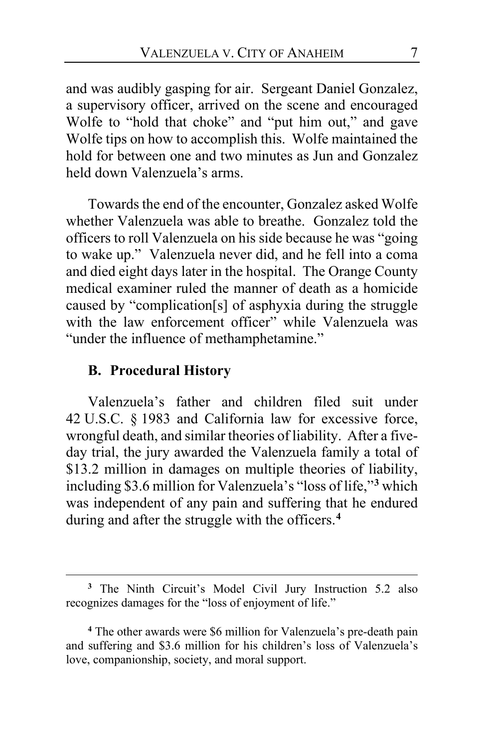and was audibly gasping for air. Sergeant Daniel Gonzalez, a supervisory officer, arrived on the scene and encouraged Wolfe to "hold that choke" and "put him out," and gave Wolfe tips on how to accomplish this. Wolfe maintained the hold for between one and two minutes as Jun and Gonzalez held down Valenzuela's arms.

Towards the end of the encounter, Gonzalez asked Wolfe whether Valenzuela was able to breathe. Gonzalez told the officers to roll Valenzuela on his side because he was "going to wake up." Valenzuela never did, and he fell into a coma and died eight days later in the hospital. The Orange County medical examiner ruled the manner of death as a homicide caused by "complication[s] of asphyxia during the struggle with the law enforcement officer" while Valenzuela was "under the influence of methamphetamine."

### B. Procedural History

Valenzuela's father and children filed suit under 42 U.S.C. § 1983 and California law for excessive force, wrongful death, and similar theories of liability. After a five-day trial, the jury awarded the Valenzuela family a total of $13.2 million in damages on multiple theories of liability, including $3.6 million for Valenzuela's "loss of life,"[3] which was independent of any pain and suffering that he endured during and after the struggle with the officers.[4]

---

[3] The Ninth Circuit's Model Civil Jury Instruction 5.2 also recognizes damages for the "loss of enjoyment of life."

[4] The other awards were $6 million for Valenzuela's pre-death pain and suffering and $3.6 million for his children's loss of Valenzuela's love, companionship, society, and moral support.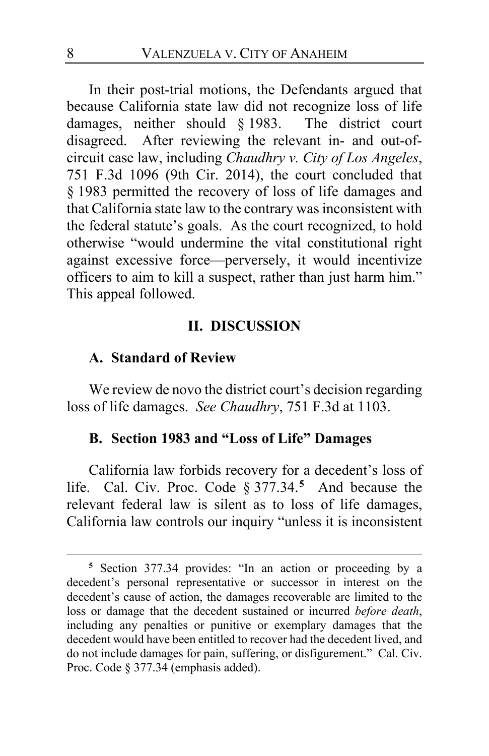In their post-trial motions, the Defendants argued that because California state law did not recognize loss of life damages, neither should § 1983. The district court disagreed. After reviewing the relevant in- and out-of-circuit case law, including *Chaudhry v. City of Los Angeles*, 751 F.3d 1096 (9th Cir. 2014), the court concluded that § 1983 permitted the recovery of loss of life damages and that California state law to the contrary was inconsistent with the federal statute's goals. As the court recognized, to hold otherwise "would undermine the vital constitutional right against excessive force—perversely, it would incentivize officers to aim to kill a suspect, rather than just harm him." This appeal followed.

## II. DISCUSSION

### A. Standard of Review

We review de novo the district court's decision regarding loss of life damages. *See Chaudhry*, 751 F.3d at 1103.

### B. Section 1983 and "Loss of Life" Damages

California law forbids recovery for a decedent's loss of life. Cal. Civ. Proc. Code § 377.34.[5] And because the relevant federal law is silent as to loss of life damages, California law controls our inquiry "unless it is inconsistent

---

[5] Section 377.34 provides: "In an action or proceeding by a decedent's personal representative or successor in interest on the decedent's cause of action, the damages recoverable are limited to the loss or damage that the decedent sustained or incurred *before death*, including any penalties or punitive or exemplary damages that the decedent would have been entitled to recover had the decedent lived, and do not include damages for pain, suffering, or disfigurement." Cal. Civ. Proc. Code § 377.34 (emphasis added).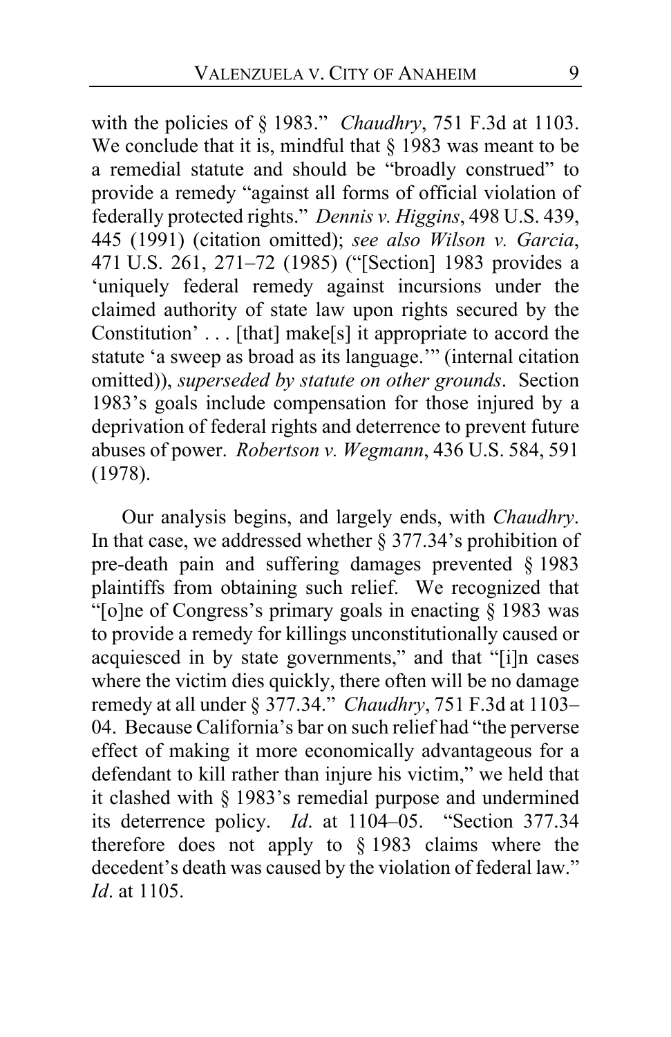with the policies of § 1983." *Chaudhry*, 751 F.3d at 1103. We conclude that it is, mindful that § 1983 was meant to be a remedial statute and should be "broadly construed" to provide a remedy "against all forms of official violation of federally protected rights." *Dennis v. Higgins*, 498 U.S. 439, 445 (1991) (citation omitted); *see also Wilson v. Garcia*, 471 U.S. 261, 271–72 (1985) ("[Section] 1983 provides a 'uniquely federal remedy against incursions under the claimed authority of state law upon rights secured by the Constitution' . . . [that] make[s] it appropriate to accord the statute 'a sweep as broad as its language.'" (internal citation omitted)), *superseded by statute on other grounds*. Section 1983's goals include compensation for those injured by a deprivation of federal rights and deterrence to prevent future abuses of power. *Robertson v. Wegmann*, 436 U.S. 584, 591 (1978).

Our analysis begins, and largely ends, with *Chaudhry*. In that case, we addressed whether § 377.34's prohibition of pre-death pain and suffering damages prevented § 1983 plaintiffs from obtaining such relief. We recognized that "[o]ne of Congress's primary goals in enacting § 1983 was to provide a remedy for killings unconstitutionally caused or acquiesced in by state governments," and that "[i]n cases where the victim dies quickly, there often will be no damage remedy at all under § 377.34." *Chaudhry*, 751 F.3d at 1103–04. Because California's bar on such relief had "the perverse effect of making it more economically advantageous for a defendant to kill rather than injure his victim," we held that it clashed with § 1983's remedial purpose and undermined its deterrence policy. *Id*. at 1104–05. "Section 377.34 therefore does not apply to § 1983 claims where the decedent's death was caused by the violation of federal law." *Id*. at 1105.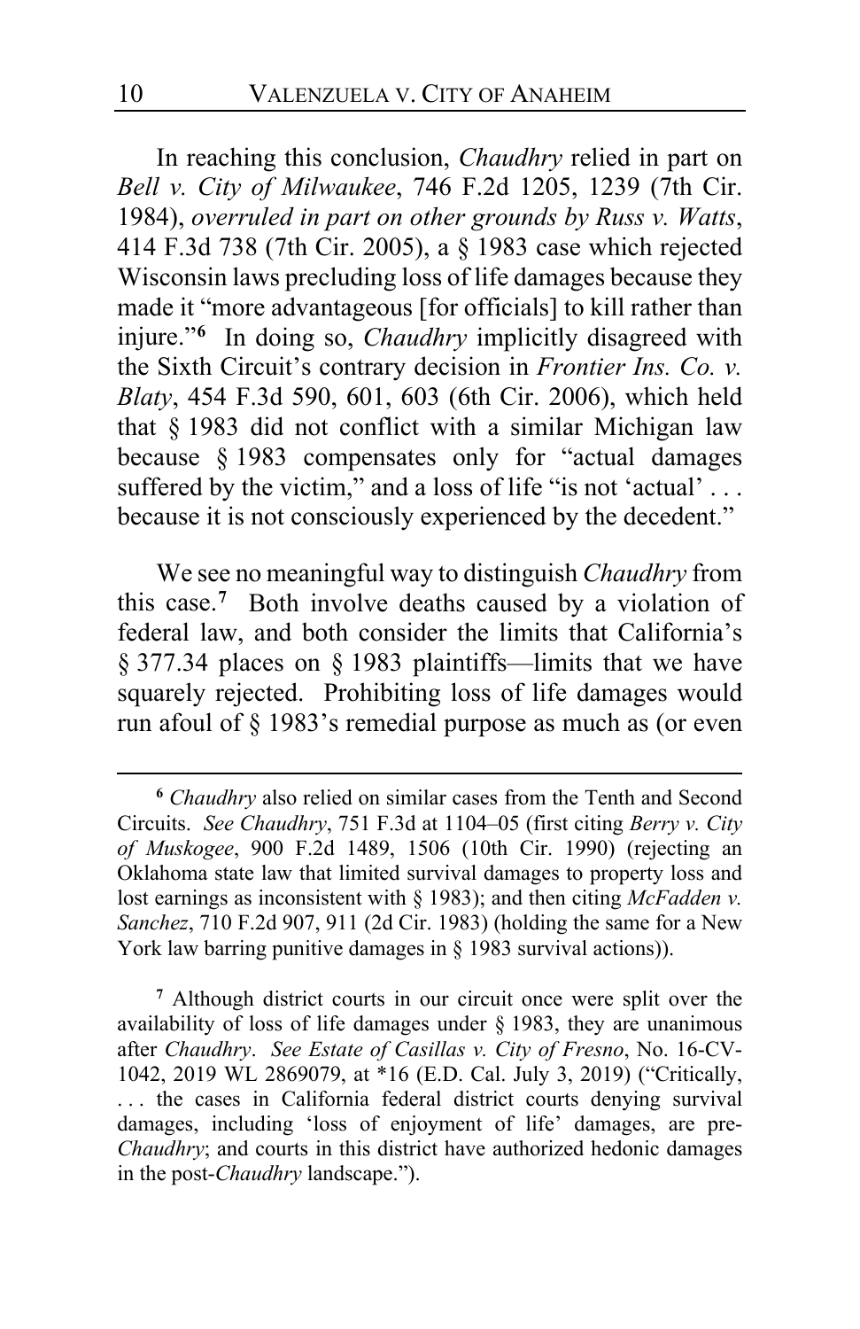In reaching this conclusion, *Chaudhry* relied in part on *Bell v. City of Milwaukee*, 746 F.2d 1205, 1239 (7th Cir. 1984), *overruled in part on other grounds by Russ v. Watts*, 414 F.3d 738 (7th Cir. 2005), a § 1983 case which rejected Wisconsin laws precluding loss of life damages because they made it "more advantageous [for officials] to kill rather than injure."[6] In doing so, *Chaudhry* implicitly disagreed with the Sixth Circuit's contrary decision in *Frontier Ins. Co. v. Blaty*, 454 F.3d 590, 601, 603 (6th Cir. 2006), which held that § 1983 did not conflict with a similar Michigan law because § 1983 compensates only for "actual damages suffered by the victim," and a loss of life "is not 'actual' . . . because it is not consciously experienced by the decedent."

We see no meaningful way to distinguish *Chaudhry* from this case.[7] Both involve deaths caused by a violation of federal law, and both consider the limits that California's § 377.34 places on § 1983 plaintiffs—limits that we have squarely rejected. Prohibiting loss of life damages would run afoul of § 1983's remedial purpose as much as (or even

---

[6] *Chaudhry* also relied on similar cases from the Tenth and Second Circuits. *See Chaudhry*, 751 F.3d at 1104–05 (first citing *Berry v. City of Muskogee*, 900 F.2d 1489, 1506 (10th Cir. 1990) (rejecting an Oklahoma state law that limited survival damages to property loss and lost earnings as inconsistent with § 1983); and then citing *McFadden v. Sanchez*, 710 F.2d 907, 911 (2d Cir. 1983) (holding the same for a New York law barring punitive damages in § 1983 survival actions)).

[7] Although district courts in our circuit once were split over the availability of loss of life damages under § 1983, they are unanimous after *Chaudhry*. *See Estate of Casillas v. City of Fresno*, No. 16-CV-1042, 2019 WL 2869079, at *16 (E.D. Cal. July 3, 2019) ("Critically, . . . the cases in California federal district courts denying survival damages, including 'loss of enjoyment of life' damages, are pre-*Chaudhry*; and courts in this district have authorized hedonic damages in the post-*Chaudhry* landscape.").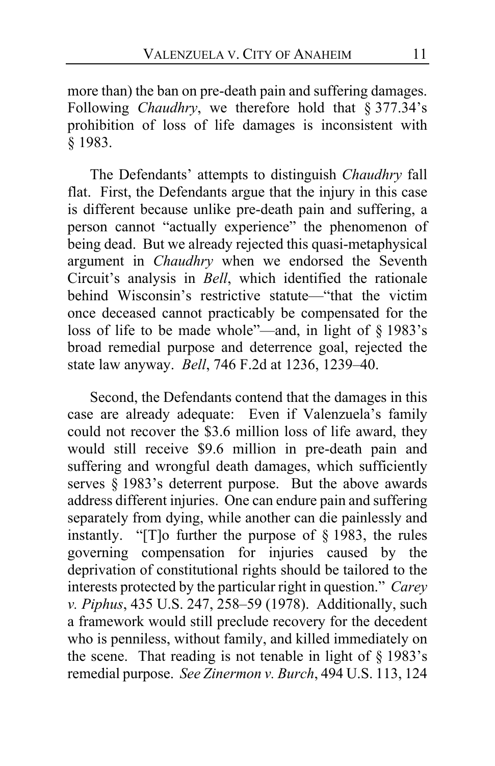more than) the ban on pre-death pain and suffering damages. Following *Chaudhry*, we therefore hold that § 377.34's prohibition of loss of life damages is inconsistent with § 1983.

The Defendants' attempts to distinguish *Chaudhry* fall flat. First, the Defendants argue that the injury in this case is different because unlike pre-death pain and suffering, a person cannot "actually experience" the phenomenon of being dead. But we already rejected this quasi-metaphysical argument in *Chaudhry* when we endorsed the Seventh Circuit's analysis in *Bell*, which identified the rationale behind Wisconsin's restrictive statute—"that the victim once deceased cannot practicably be compensated for the loss of life to be made whole"—and, in light of § 1983's broad remedial purpose and deterrence goal, rejected the state law anyway. *Bell*, 746 F.2d at 1236, 1239–40.

Second, the Defendants contend that the damages in this case are already adequate: Even if Valenzuela's family could not recover the $3.6 million loss of life award, they would still receive $9.6 million in pre-death pain and suffering and wrongful death damages, which sufficiently serves § 1983's deterrent purpose. But the above awards address different injuries. One can endure pain and suffering separately from dying, while another can die painlessly and instantly. "[T]o further the purpose of § 1983, the rules governing compensation for injuries caused by the deprivation of constitutional rights should be tailored to the interests protected by the particular right in question." *Carey v. Piphus*, 435 U.S. 247, 258–59 (1978). Additionally, such a framework would still preclude recovery for the decedent who is penniless, without family, and killed immediately on the scene. That reading is not tenable in light of § 1983's remedial purpose. *See Zinermon v. Burch*, 494 U.S. 113, 124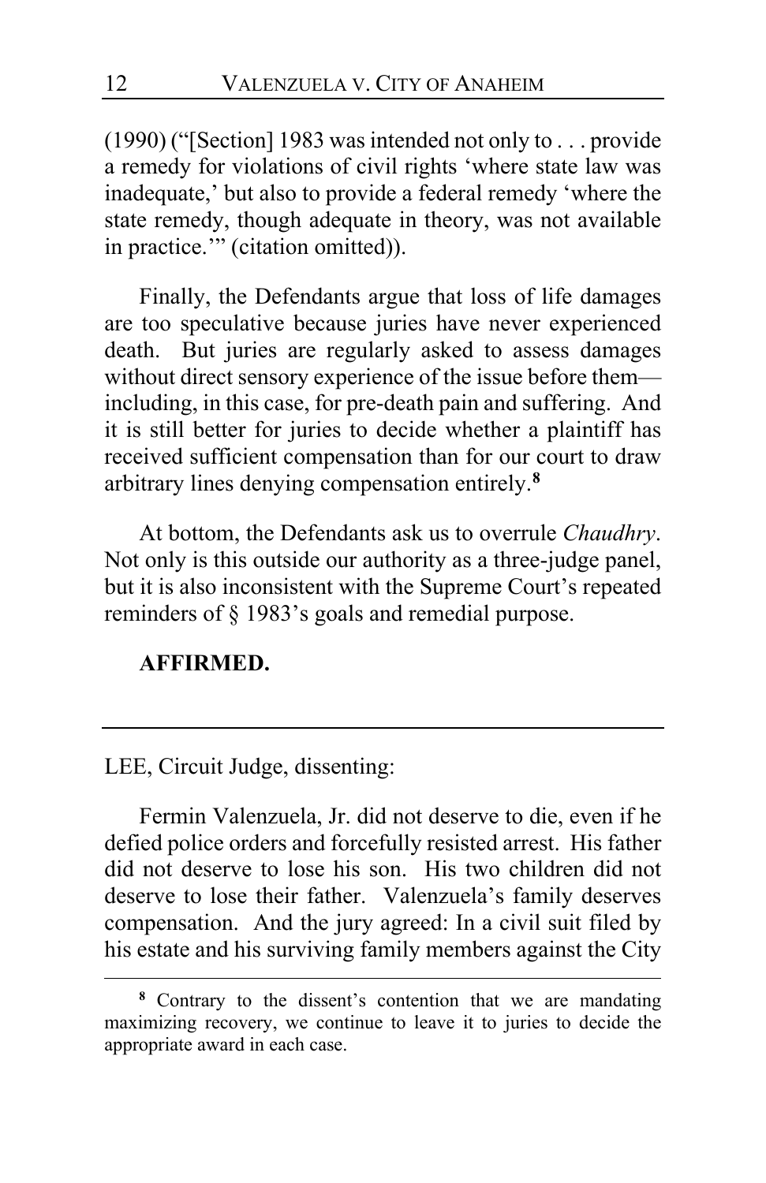(1990) ("[Section] 1983 was intended not only to . . . provide a remedy for violations of civil rights 'where state law was inadequate,' but also to provide a federal remedy 'where the state remedy, though adequate in theory, was not available in practice.'" (citation omitted)).

Finally, the Defendants argue that loss of life damages are too speculative because juries have never experienced death. But juries are regularly asked to assess damages without direct sensory experience of the issue before them—including, in this case, for pre-death pain and suffering. And it is still better for juries to decide whether a plaintiff has received sufficient compensation than for our court to draw arbitrary lines denying compensation entirely.[8]

At bottom, the Defendants ask us to overrule *Chaudhry*. Not only is this outside our authority as a three-judge panel, but it is also inconsistent with the Supreme Court's repeated reminders of § 1983's goals and remedial purpose.

**AFFIRMED.**

---

LEE, Circuit Judge, dissenting:

Fermin Valenzuela, Jr. did not deserve to die, even if he defied police orders and forcefully resisted arrest. His father did not deserve to lose his son. His two children did not deserve to lose their father. Valenzuela's family deserves compensation. And the jury agreed: In a civil suit filed by his estate and his surviving family members against the City

---

[8] Contrary to the dissent's contention that we are mandating maximizing recovery, we continue to leave it to juries to decide the appropriate award in each case.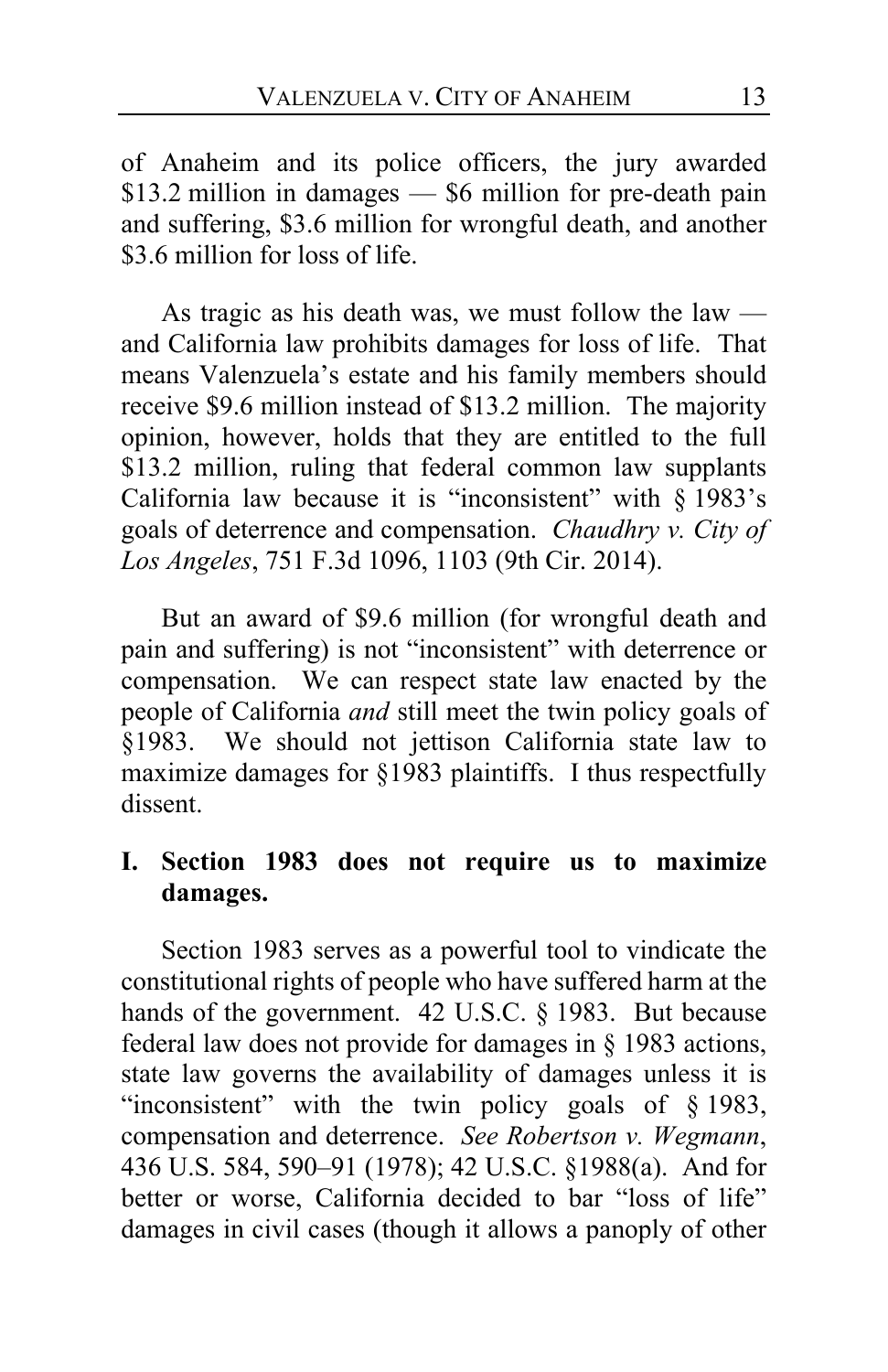of Anaheim and its police officers, the jury awarded $13.2 million in damages — $6 million for pre-death pain and suffering, $3.6 million for wrongful death, and another $3.6 million for loss of life.

As tragic as his death was, we must follow the law — and California law prohibits damages for loss of life. That means Valenzuela's estate and his family members should receive $9.6 million instead of $13.2 million. The majority opinion, however, holds that they are entitled to the full $13.2 million, ruling that federal common law supplants California law because it is "inconsistent" with § 1983's goals of deterrence and compensation. *Chaudhry v. City of Los Angeles*, 751 F.3d 1096, 1103 (9th Cir. 2014).

But an award of $9.6 million (for wrongful death and pain and suffering) is not "inconsistent" with deterrence or compensation. We can respect state law enacted by the people of California *and* still meet the twin policy goals of §1983. We should not jettison California state law to maximize damages for §1983 plaintiffs. I thus respectfully dissent.

## I. Section 1983 does not require us to maximize damages.

Section 1983 serves as a powerful tool to vindicate the constitutional rights of people who have suffered harm at the hands of the government. 42 U.S.C. § 1983. But because federal law does not provide for damages in § 1983 actions, state law governs the availability of damages unless it is "inconsistent" with the twin policy goals of § 1983, compensation and deterrence. *See Robertson v. Wegmann*, 436 U.S. 584, 590–91 (1978); 42 U.S.C. §1988(a). And for better or worse, California decided to bar "loss of life" damages in civil cases (though it allows a panoply of other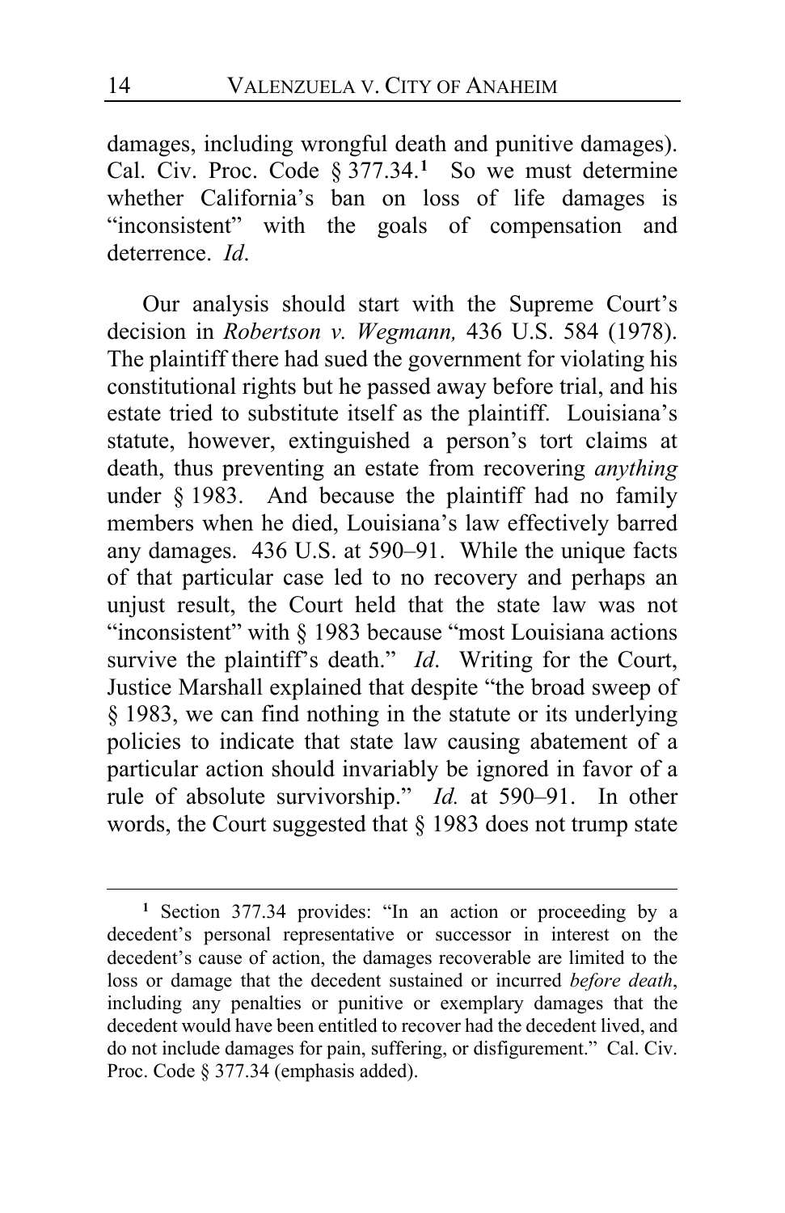damages, including wrongful death and punitive damages). Cal. Civ. Proc. Code § 377.34.[1] So we must determine whether California's ban on loss of life damages is "inconsistent" with the goals of compensation and deterrence. *Id*.

Our analysis should start with the Supreme Court's decision in *Robertson v. Wegmann,* 436 U.S. 584 (1978). The plaintiff there had sued the government for violating his constitutional rights but he passed away before trial, and his estate tried to substitute itself as the plaintiff. Louisiana's statute, however, extinguished a person's tort claims at death, thus preventing an estate from recovering *anything* under § 1983. And because the plaintiff had no family members when he died, Louisiana's law effectively barred any damages. 436 U.S. at 590–91. While the unique facts of that particular case led to no recovery and perhaps an unjust result, the Court held that the state law was not "inconsistent" with § 1983 because "most Louisiana actions survive the plaintiff's death." *Id*. Writing for the Court, Justice Marshall explained that despite "the broad sweep of § 1983, we can find nothing in the statute or its underlying policies to indicate that state law causing abatement of a particular action should invariably be ignored in favor of a rule of absolute survivorship." *Id.* at 590–91. In other words, the Court suggested that § 1983 does not trump state

---

[1] Section 377.34 provides: "In an action or proceeding by a decedent's personal representative or successor in interest on the decedent's cause of action, the damages recoverable are limited to the loss or damage that the decedent sustained or incurred *before death*, including any penalties or punitive or exemplary damages that the decedent would have been entitled to recover had the decedent lived, and do not include damages for pain, suffering, or disfigurement." Cal. Civ. Proc. Code § 377.34 (emphasis added).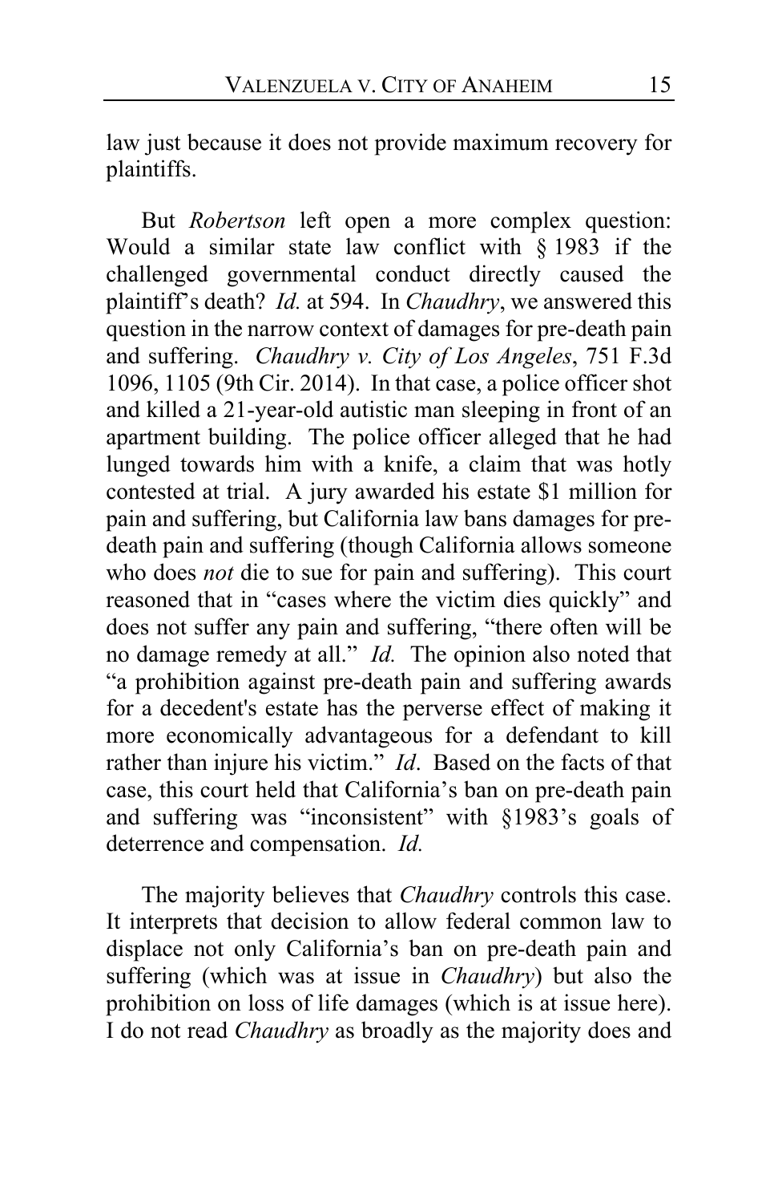law just because it does not provide maximum recovery for plaintiffs.

But *Robertson* left open a more complex question: Would a similar state law conflict with § 1983 if the challenged governmental conduct directly caused the plaintiff's death? *Id.* at 594. In *Chaudhry*, we answered this question in the narrow context of damages for pre-death pain and suffering. *Chaudhry v. City of Los Angeles*, 751 F.3d 1096, 1105 (9th Cir. 2014). In that case, a police officer shot and killed a 21-year-old autistic man sleeping in front of an apartment building. The police officer alleged that he had lunged towards him with a knife, a claim that was hotly contested at trial. A jury awarded his estate $1 million for pain and suffering, but California law bans damages for pre-death pain and suffering (though California allows someone who does *not* die to sue for pain and suffering). This court reasoned that in "cases where the victim dies quickly" and does not suffer any pain and suffering, "there often will be no damage remedy at all." *Id.* The opinion also noted that "a prohibition against pre-death pain and suffering awards for a decedent's estate has the perverse effect of making it more economically advantageous for a defendant to kill rather than injure his victim." *Id*. Based on the facts of that case, this court held that California's ban on pre-death pain and suffering was "inconsistent" with §1983's goals of deterrence and compensation. *Id.*

The majority believes that *Chaudhry* controls this case. It interprets that decision to allow federal common law to displace not only California's ban on pre-death pain and suffering (which was at issue in *Chaudhry*) but also the prohibition on loss of life damages (which is at issue here). I do not read *Chaudhry* as broadly as the majority does and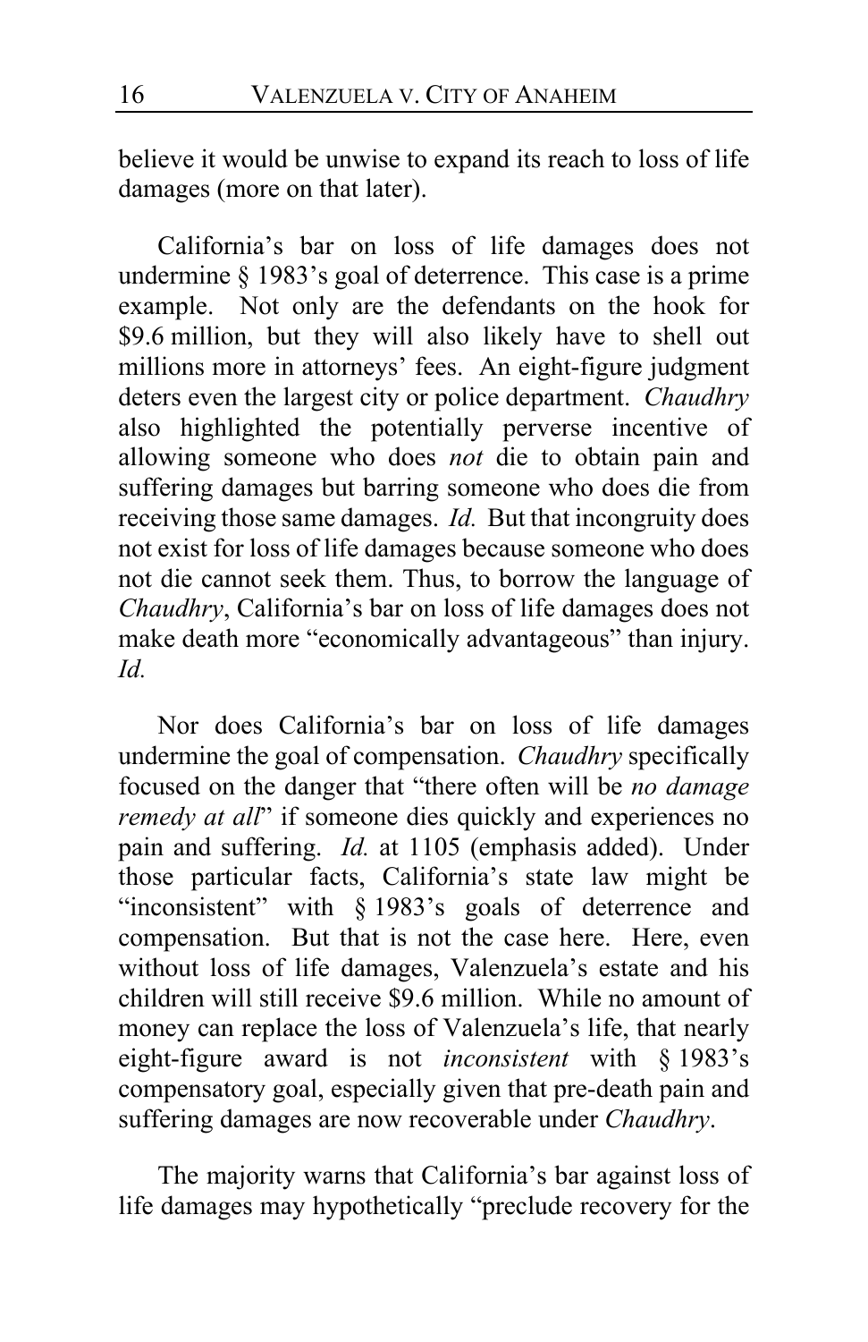believe it would be unwise to expand its reach to loss of life damages (more on that later).

California's bar on loss of life damages does not undermine § 1983's goal of deterrence. This case is a prime example. Not only are the defendants on the hook for $9.6 million, but they will also likely have to shell out millions more in attorneys' fees. An eight-figure judgment deters even the largest city or police department. *Chaudhry* also highlighted the potentially perverse incentive of allowing someone who does *not* die to obtain pain and suffering damages but barring someone who does die from receiving those same damages. *Id.* But that incongruity does not exist for loss of life damages because someone who does not die cannot seek them. Thus, to borrow the language of *Chaudhry*, California's bar on loss of life damages does not make death more "economically advantageous" than injury. *Id.*

Nor does California's bar on loss of life damages undermine the goal of compensation. *Chaudhry* specifically focused on the danger that "there often will be *no damage remedy at all*" if someone dies quickly and experiences no pain and suffering. *Id.* at 1105 (emphasis added). Under those particular facts, California's state law might be "inconsistent" with § 1983's goals of deterrence and compensation. But that is not the case here. Here, even without loss of life damages, Valenzuela's estate and his children will still receive $9.6 million. While no amount of money can replace the loss of Valenzuela's life, that nearly eight-figure award is not *inconsistent* with § 1983's compensatory goal, especially given that pre-death pain and suffering damages are now recoverable under *Chaudhry*.

The majority warns that California's bar against loss of life damages may hypothetically "preclude recovery for the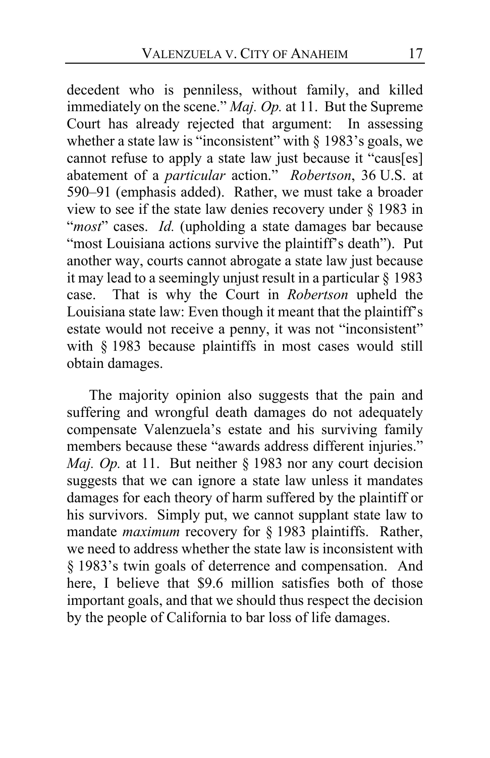decedent who is penniless, without family, and killed immediately on the scene." *Maj. Op.* at 11. But the Supreme Court has already rejected that argument: In assessing whether a state law is "inconsistent" with § 1983's goals, we cannot refuse to apply a state law just because it "caus[es] abatement of a *particular* action." *Robertson*, 36 U.S. at 590–91 (emphasis added). Rather, we must take a broader view to see if the state law denies recovery under § 1983 in "*most*" cases. *Id.* (upholding a state damages bar because "most Louisiana actions survive the plaintiff's death"). Put another way, courts cannot abrogate a state law just because it may lead to a seemingly unjust result in a particular § 1983 case. That is why the Court in *Robertson* upheld the Louisiana state law: Even though it meant that the plaintiff's estate would not receive a penny, it was not "inconsistent" with § 1983 because plaintiffs in most cases would still obtain damages.

The majority opinion also suggests that the pain and suffering and wrongful death damages do not adequately compensate Valenzuela's estate and his surviving family members because these "awards address different injuries." *Maj. Op.* at 11. But neither § 1983 nor any court decision suggests that we can ignore a state law unless it mandates damages for each theory of harm suffered by the plaintiff or his survivors. Simply put, we cannot supplant state law to mandate *maximum* recovery for § 1983 plaintiffs. Rather, we need to address whether the state law is inconsistent with § 1983's twin goals of deterrence and compensation. And here, I believe that $9.6 million satisfies both of those important goals, and that we should thus respect the decision by the people of California to bar loss of life damages.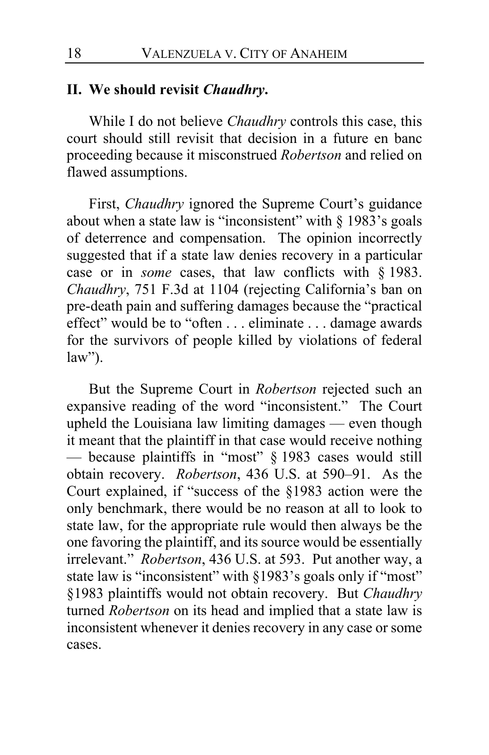## II. We should revisit *Chaudhry*.

While I do not believe *Chaudhry* controls this case, this court should still revisit that decision in a future en banc proceeding because it misconstrued *Robertson* and relied on flawed assumptions.

First, *Chaudhry* ignored the Supreme Court's guidance about when a state law is "inconsistent" with § 1983's goals of deterrence and compensation. The opinion incorrectly suggested that if a state law denies recovery in a particular case or in *some* cases, that law conflicts with § 1983. *Chaudhry*, 751 F.3d at 1104 (rejecting California's ban on pre-death pain and suffering damages because the "practical effect" would be to "often . . . eliminate . . . damage awards for the survivors of people killed by violations of federal law").

But the Supreme Court in *Robertson* rejected such an expansive reading of the word "inconsistent." The Court upheld the Louisiana law limiting damages — even though it meant that the plaintiff in that case would receive nothing — because plaintiffs in "most" § 1983 cases would still obtain recovery. *Robertson*, 436 U.S. at 590–91. As the Court explained, if "success of the §1983 action were the only benchmark, there would be no reason at all to look to state law, for the appropriate rule would then always be the one favoring the plaintiff, and its source would be essentially irrelevant." *Robertson*, 436 U.S. at 593. Put another way, a state law is "inconsistent" with §1983's goals only if "most" §1983 plaintiffs would not obtain recovery. But *Chaudhry* turned *Robertson* on its head and implied that a state law is inconsistent whenever it denies recovery in any case or some cases.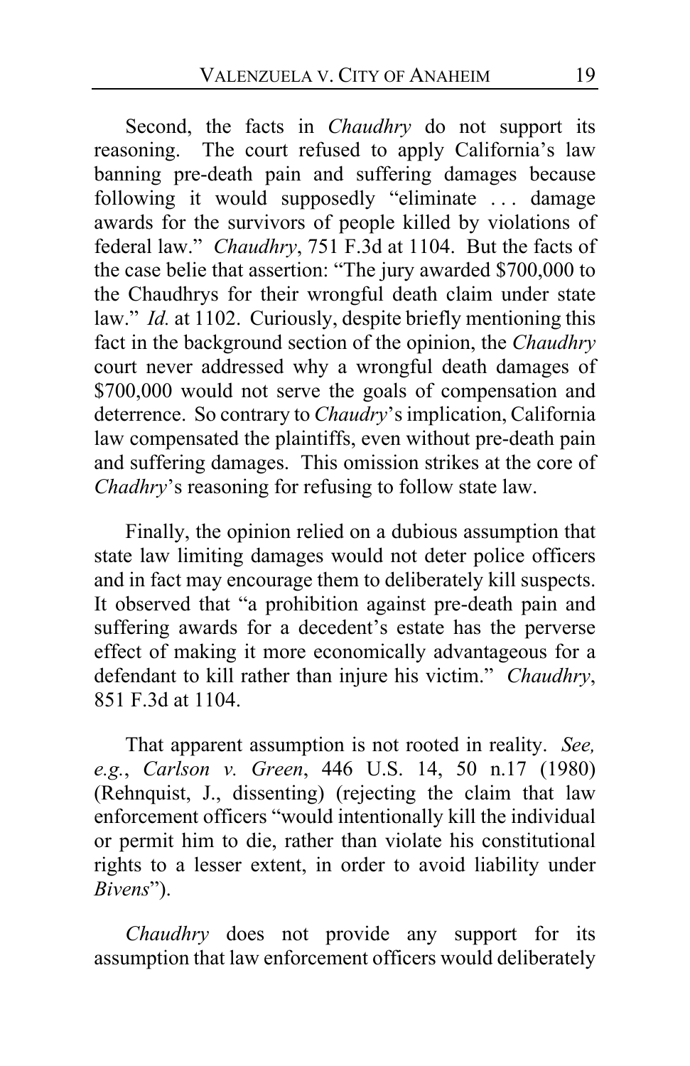Second, the facts in *Chaudhry* do not support its reasoning. The court refused to apply California's law banning pre-death pain and suffering damages because following it would supposedly "eliminate . . . damage awards for the survivors of people killed by violations of federal law." *Chaudhry*, 751 F.3d at 1104. But the facts of the case belie that assertion: "The jury awarded $700,000 to the Chaudhrys for their wrongful death claim under state law." *Id.* at 1102. Curiously, despite briefly mentioning this fact in the background section of the opinion, the *Chaudhry* court never addressed why a wrongful death damages of $700,000 would not serve the goals of compensation and deterrence. So contrary to *Chaudry*'s implication, California law compensated the plaintiffs, even without pre-death pain and suffering damages. This omission strikes at the core of *Chadhry*'s reasoning for refusing to follow state law.

Finally, the opinion relied on a dubious assumption that state law limiting damages would not deter police officers and in fact may encourage them to deliberately kill suspects. It observed that "a prohibition against pre-death pain and suffering awards for a decedent's estate has the perverse effect of making it more economically advantageous for a defendant to kill rather than injure his victim." *Chaudhry*, 851 F.3d at 1104.

That apparent assumption is not rooted in reality. *See, e.g.*, *Carlson v. Green*, 446 U.S. 14, 50 n.17 (1980) (Rehnquist, J., dissenting) (rejecting the claim that law enforcement officers "would intentionally kill the individual or permit him to die, rather than violate his constitutional rights to a lesser extent, in order to avoid liability under *Bivens*").

*Chaudhry* does not provide any support for its assumption that law enforcement officers would deliberately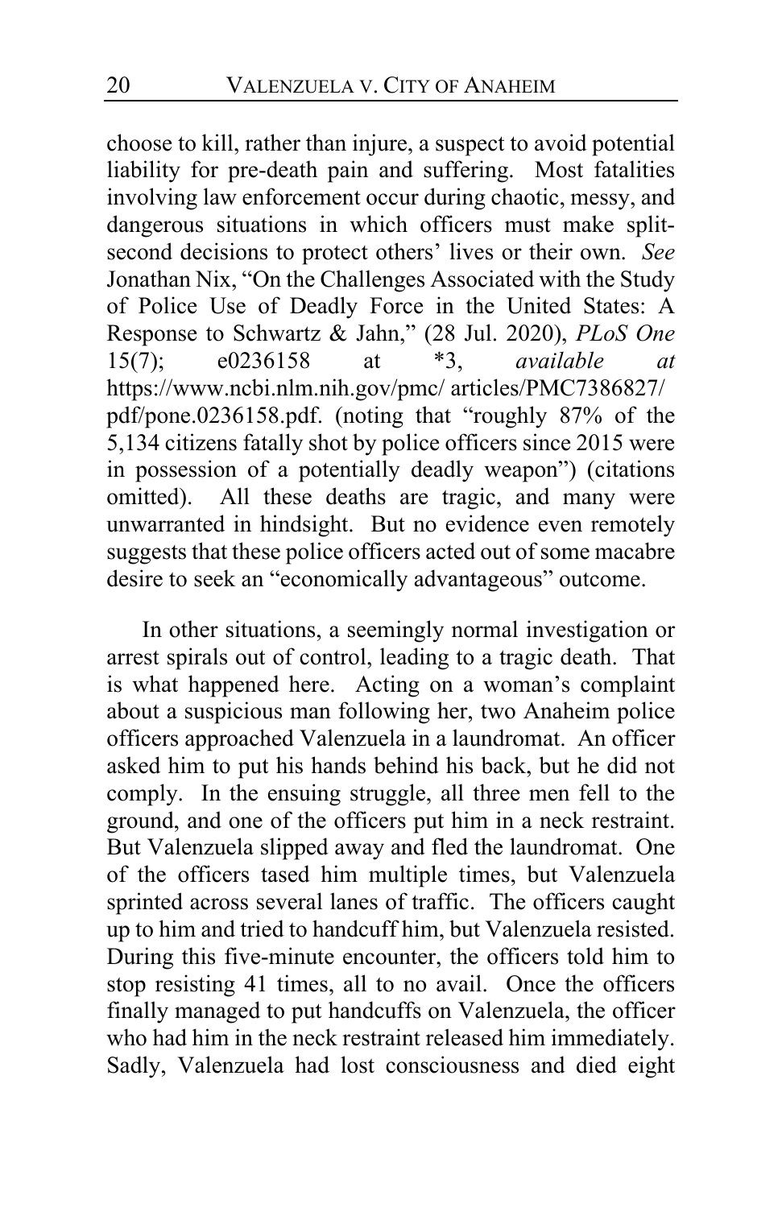choose to kill, rather than injure, a suspect to avoid potential liability for pre-death pain and suffering. Most fatalities involving law enforcement occur during chaotic, messy, and dangerous situations in which officers must make split-second decisions to protect others' lives or their own. *See* Jonathan Nix, "On the Challenges Associated with the Study of Police Use of Deadly Force in the United States: A Response to Schwartz & Jahn," (28 Jul. 2020), *PLoS One* 15(7); e0236158 at *3, *available at* https://www.ncbi.nlm.nih.gov/pmc/ articles/PMC7386827/ pdf/pone.0236158.pdf. (noting that "roughly 87% of the 5,134 citizens fatally shot by police officers since 2015 were in possession of a potentially deadly weapon") (citations omitted). All these deaths are tragic, and many were unwarranted in hindsight. But no evidence even remotely suggests that these police officers acted out of some macabre desire to seek an "economically advantageous" outcome.

In other situations, a seemingly normal investigation or arrest spirals out of control, leading to a tragic death. That is what happened here. Acting on a woman's complaint about a suspicious man following her, two Anaheim police officers approached Valenzuela in a laundromat. An officer asked him to put his hands behind his back, but he did not comply. In the ensuing struggle, all three men fell to the ground, and one of the officers put him in a neck restraint. But Valenzuela slipped away and fled the laundromat. One of the officers tased him multiple times, but Valenzuela sprinted across several lanes of traffic. The officers caught up to him and tried to handcuff him, but Valenzuela resisted. During this five-minute encounter, the officers told him to stop resisting 41 times, all to no avail. Once the officers finally managed to put handcuffs on Valenzuela, the officer who had him in the neck restraint released him immediately. Sadly, Valenzuela had lost consciousness and died eight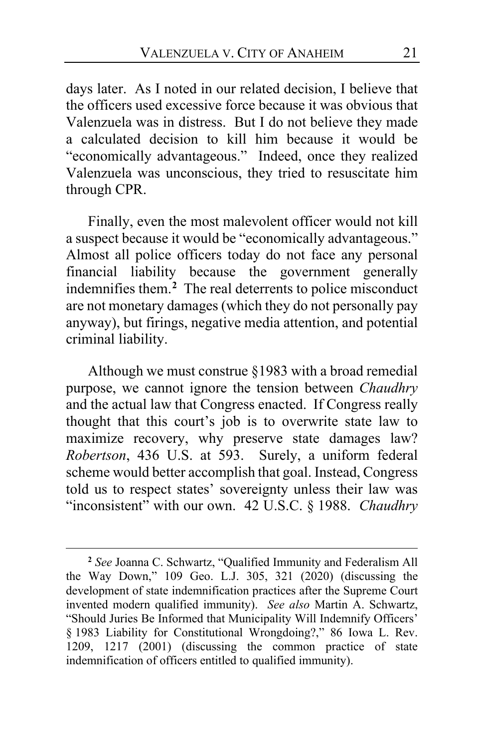days later. As I noted in our related decision, I believe that the officers used excessive force because it was obvious that Valenzuela was in distress. But I do not believe they made a calculated decision to kill him because it would be "economically advantageous." Indeed, once they realized Valenzuela was unconscious, they tried to resuscitate him through CPR.

Finally, even the most malevolent officer would not kill a suspect because it would be "economically advantageous." Almost all police officers today do not face any personal financial liability because the government generally indemnifies them.[2] The real deterrents to police misconduct are not monetary damages (which they do not personally pay anyway), but firings, negative media attention, and potential criminal liability.

Although we must construe §1983 with a broad remedial purpose, we cannot ignore the tension between *Chaudhry* and the actual law that Congress enacted. If Congress really thought that this court's job is to overwrite state law to maximize recovery, why preserve state damages law? *Robertson*, 436 U.S. at 593. Surely, a uniform federal scheme would better accomplish that goal. Instead, Congress told us to respect states' sovereignty unless their law was "inconsistent" with our own. 42 U.S.C. § 1988. *Chaudhry*

---

[2] *See* Joanna C. Schwartz, "Qualified Immunity and Federalism All the Way Down," 109 Geo. L.J. 305, 321 (2020) (discussing the development of state indemnification practices after the Supreme Court invented modern qualified immunity). *See also* Martin A. Schwartz, "Should Juries Be Informed that Municipality Will Indemnify Officers' § 1983 Liability for Constitutional Wrongdoing?," 86 Iowa L. Rev. 1209, 1217 (2001) (discussing the common practice of state indemnification of officers entitled to qualified immunity).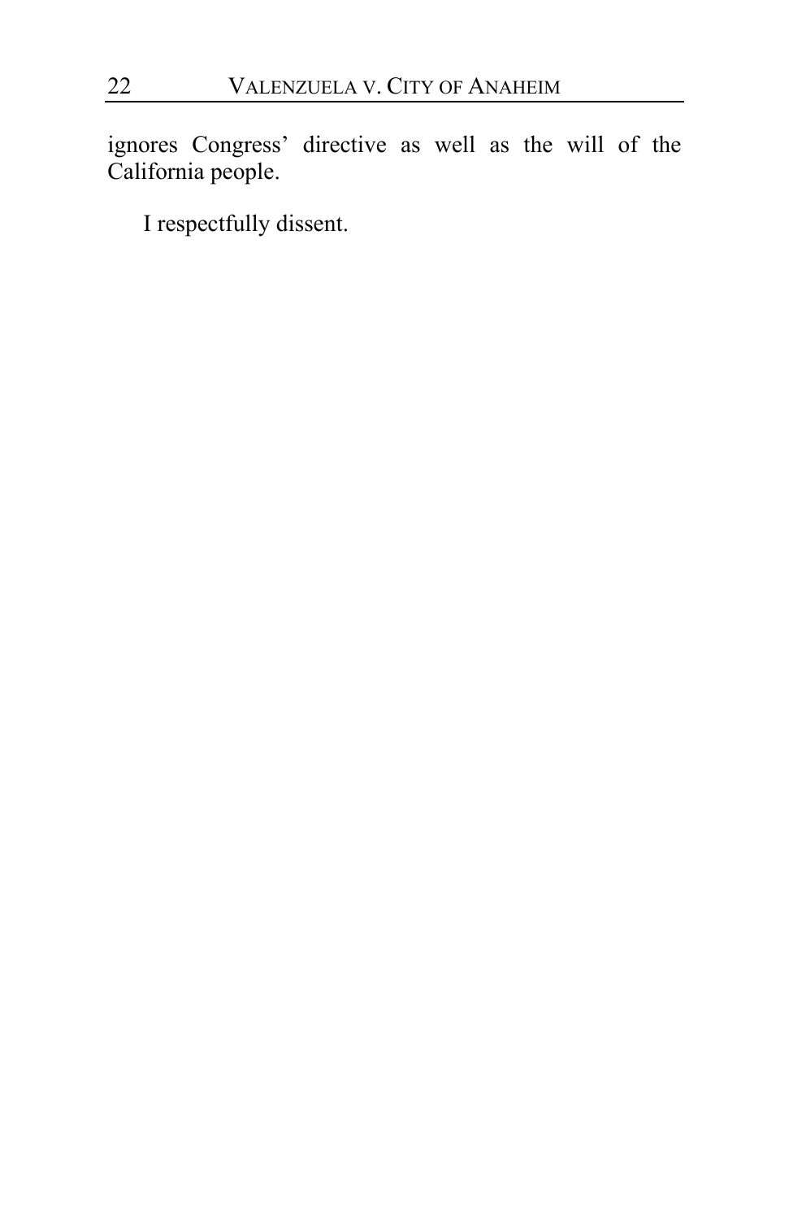ignores Congress' directive as well as the will of the California people.

I respectfully dissent.